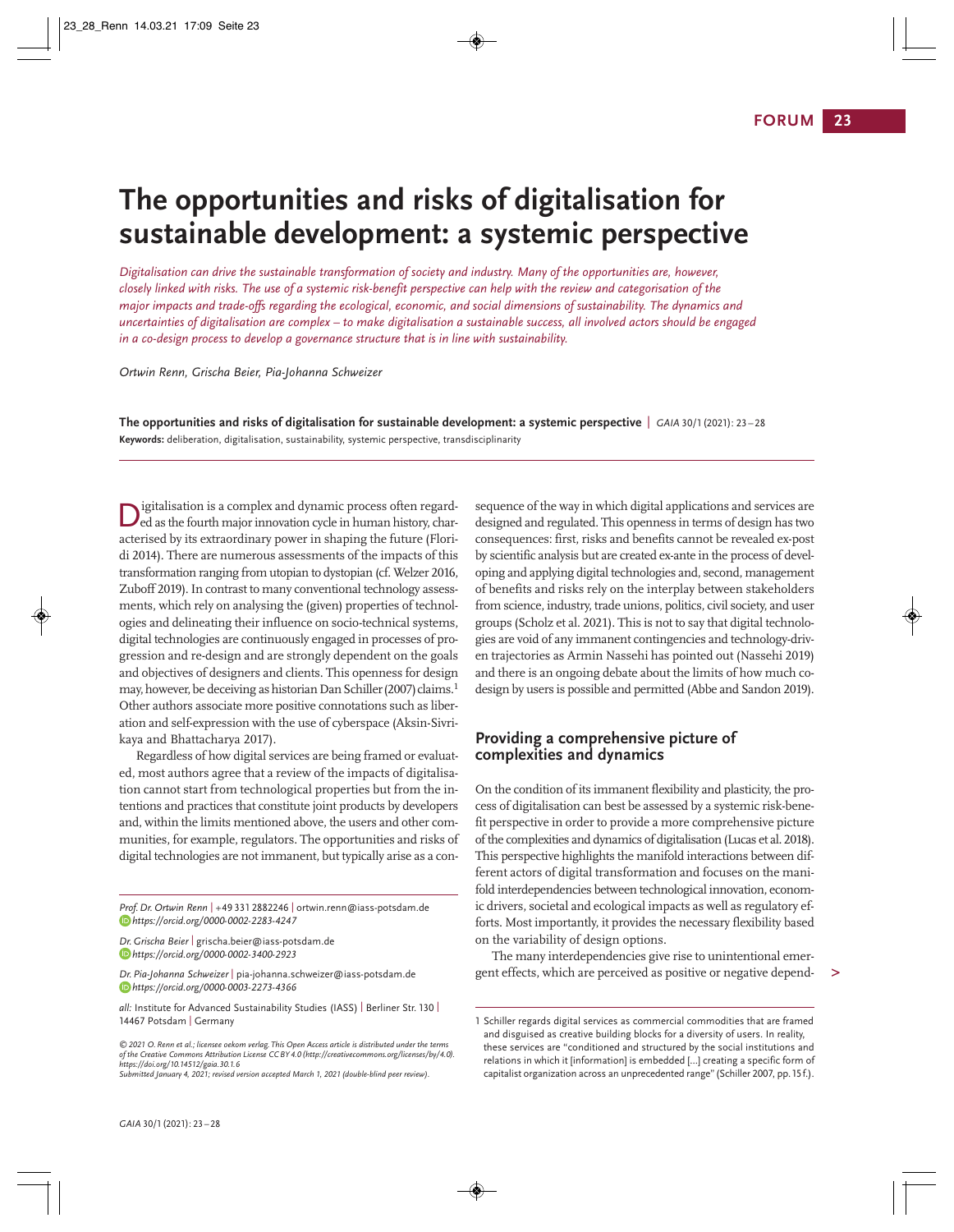# The opportunities and risks of digitalisation for sustainable development: a systemic perspective

*Digitalisation can drive the sustainable transformation of society and industry. Many of the opportunities are, however, closely linked with risks. The use of a systemic risk-benefit perspective can help with the review and categorisation of the major impacts and trade-offs regarding the ecological, economic, and social dimensions of sustainability. The dynamics and uncertainties of digitalisation are complex – to make digitalisation a sustainable success, all involved actors should be engaged in a co-design process to develop a governance structure that is in line with sustainability.*

*Ortwin Renn, Grischa Beier, Pia-Johanna Schweizer*

**The opportunities and risks of digitalisation for sustainable development: a systemic perspective** | *GAIA* 30/1 (2021): 23–28
**Keywords:** deliberation, digitalisation, sustainability, systemic perspective, transdisciplinarity

Digitalisation is a complex and dynamic process often regarded as the fourth major innovation cycle in human history, characterised by its extraordinary power in shaping the future (Floridi 2014). There are numerous assessments of the impacts of this transformation ranging from utopian to dystopian (cf. Welzer 2016, Zuboff 2019). In contrast to many conventional technology assessments, which rely on analysing the (given) properties of technologies and delineating their influence on socio-technical systems, digital technologies are continuously engaged in processes of progression and re-design and are strongly dependent on the goals and objectives of designers and clients. This openness for design may, however, be deceiving as historian Dan Schiller (2007) claims.[1] Other authors associate more positive connotations such as liberation and self-expression with the use of cyberspace (Aksin-Sivrikaya and Bhattacharya 2017).

Regardless of how digital services are being framed or evaluated, most authors agree that a review of the impacts of digitalisation cannot start from technological properties but from the intentions and practices that constitute joint products by developers and, within the limits mentioned above, the users and other communities, for example, regulators. The opportunities and risks of digital technologies are not immanent, but typically arise as a consequence of the way in which digital applications and services are designed and regulated. This openness in terms of design has two consequences: first, risks and benefits cannot be revealed ex-post by scientific analysis but are created ex-ante in the process of developing and applying digital technologies and, second, management of benefits and risks rely on the interplay between stakeholders from science, industry, trade unions, politics, civil society, and user groups (Scholz et al. 2021). This is not to say that digital technologies are void of any immanent contingencies and technology-driven trajectories as Armin Nassehi has pointed out (Nassehi 2019) and there is an ongoing debate about the limits of how much co-design by users is possible and permitted (Abbe and Sandon 2019).

## Providing a comprehensive picture of complexities and dynamics

On the condition of its immanent flexibility and plasticity, the process of digitalisation can best be assessed by a systemic risk-benefit perspective in order to provide a more comprehensive picture of the complexities and dynamics of digitalisation (Lucas et al. 2018). This perspective highlights the manifold interactions between different actors of digital transformation and focuses on the manifold interdependencies between technological innovation, economic drivers, societal and ecological impacts as well as regulatory efforts. Most importantly, it provides the necessary flexibility based on the variability of design options.

The many interdependencies give rise to unintentional emergent effects, which are perceived as positive or negative depend-

*Prof. Dr. Ortwin Renn* | +49 331 2882246 | ortwin.renn@iass-potsdam.de
*https://orcid.org/0000-0002-2283-4247*

*Dr. Grischa Beier* | grischa.beier@iass-potsdam.de
*https://orcid.org/0000-0002-3400-2923*

*Dr. Pia-Johanna Schweizer* | pia-johanna.schweizer@iass-potsdam.de
*https://orcid.org/0000-0003-2273-4366*

*all:* Institute for Advanced Sustainability Studies (IASS) | Berliner Str. 130 | 14467 Potsdam | Germany

*© 2021 O. Renn et al.; licensee oekom verlag. This Open Access article is distributed under the terms of the Creative Commons Attribution License CC BY 4.0 (http://creativecommons.org/licenses/by/4.0). https://doi.org/10.14512/gaia.30.1.6*
*Submitted January 4, 2021; revised version accepted March 1, 2021 (double-blind peer review).*

[1] Schiller regards digital services as commercial commodities that are framed and disguised as creative building blocks for a diversity of users. In reality, these services are "conditioned and structured by the social institutions and relations in which it [information] is embedded [...] creating a specific form of capitalist organization across an unprecedented range" (Schiller 2007, pp. 15 f.).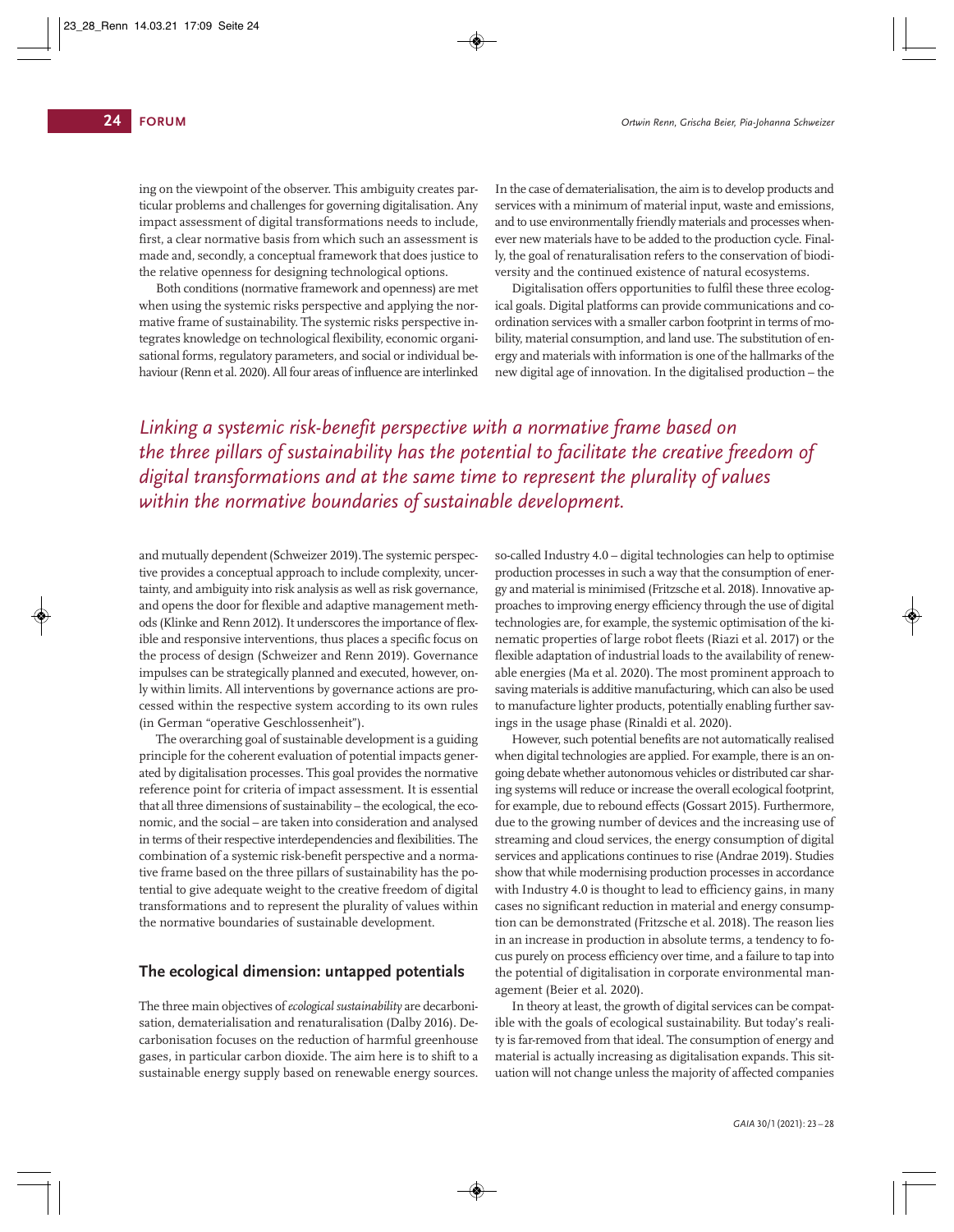ing on the viewpoint of the observer. This ambiguity creates particular problems and challenges for governing digitalisation. Any impact assessment of digital transformations needs to include, first, a clear normative basis from which such an assessment is made and, secondly, a conceptual framework that does justice to the relative openness for designing technological options.

Both conditions (normative framework and openness) are met when using the systemic risks perspective and applying the normative frame of sustainability. The systemic risks perspective integrates knowledge on technological flexibility, economic organisational forms, regulatory parameters, and social or individual behaviour (Renn et al. 2020). All four areas of influence are interlinked and mutually dependent (Schweizer 2019). The systemic perspective provides a conceptual approach to include complexity, uncertainty, and ambiguity into risk analysis as well as risk governance, and opens the door for flexible and adaptive management methods (Klinke and Renn 2012). It underscores the importance of flexible and responsive interventions, thus places a specific focus on the process of design (Schweizer and Renn 2019). Governance impulses can be strategically planned and executed, however, only within limits. All interventions by governance actions are processed within the respective system according to its own rules (in German "operative Geschlossenheit").

The overarching goal of sustainable development is a guiding principle for the coherent evaluation of potential impacts generated by digitalisation processes. This goal provides the normative reference point for criteria of impact assessment. It is essential that all three dimensions of sustainability – the ecological, the economic, and the social – are taken into consideration and analysed in terms of their respective interdependencies and flexibilities. The combination of a systemic risk-benefit perspective and a normative frame based on the three pillars of sustainability has the potential to give adequate weight to the creative freedom of digital transformations and to represent the plurality of values within the normative boundaries of sustainable development.

*Linking a systemic risk-benefit perspective with a normative frame based on the three pillars of sustainability has the potential to facilitate the creative freedom of digital transformations and at the same time to represent the plurality of values within the normative boundaries of sustainable development.*

## The ecological dimension: untapped potentials

The three main objectives of *ecological sustainability* are decarbonisation, dematerialisation and renaturalisation (Dalby 2016). Decarbonisation focuses on the reduction of harmful greenhouse gases, in particular carbon dioxide. The aim here is to shift to a sustainable energy supply based on renewable energy sources. In the case of dematerialisation, the aim is to develop products and services with a minimum of material input, waste and emissions, and to use environmentally friendly materials and processes whenever new materials have to be added to the production cycle. Finally, the goal of renaturalisation refers to the conservation of biodiversity and the continued existence of natural ecosystems.

Digitalisation offers opportunities to fulfil these three ecological goals. Digital platforms can provide communications and coordination services with a smaller carbon footprint in terms of mobility, material consumption, and land use. The substitution of energy and materials with information is one of the hallmarks of the new digital age of innovation. In the digitalised production – the so-called Industry 4.0 – digital technologies can help to optimise production processes in such a way that the consumption of energy and material is minimised (Fritzsche et al. 2018). Innovative approaches to improving energy efficiency through the use of digital technologies are, for example, the systemic optimisation of the kinematic properties of large robot fleets (Riazi et al. 2017) or the flexible adaptation of industrial loads to the availability of renewable energies (Ma et al. 2020). The most prominent approach to saving materials is additive manufacturing, which can also be used to manufacture lighter products, potentially enabling further savings in the usage phase (Rinaldi et al. 2020).

However, such potential benefits are not automatically realised when digital technologies are applied. For example, there is an ongoing debate whether autonomous vehicles or distributed car sharing systems will reduce or increase the overall ecological footprint, for example, due to rebound effects (Gossart 2015). Furthermore, due to the growing number of devices and the increasing use of streaming and cloud services, the energy consumption of digital services and applications continues to rise (Andrae 2019). Studies show that while modernising production processes in accordance with Industry 4.0 is thought to lead to efficiency gains, in many cases no significant reduction in material and energy consumption can be demonstrated (Fritzsche et al. 2018). The reason lies in an increase in production in absolute terms, a tendency to focus purely on process efficiency over time, and a failure to tap into the potential of digitalisation in corporate environmental management (Beier et al. 2020).

In theory at least, the growth of digital services can be compatible with the goals of ecological sustainability. But today's reality is far-removed from that ideal. The consumption of energy and material is actually increasing as digitalisation expands. This situation will not change unless the majority of affected companies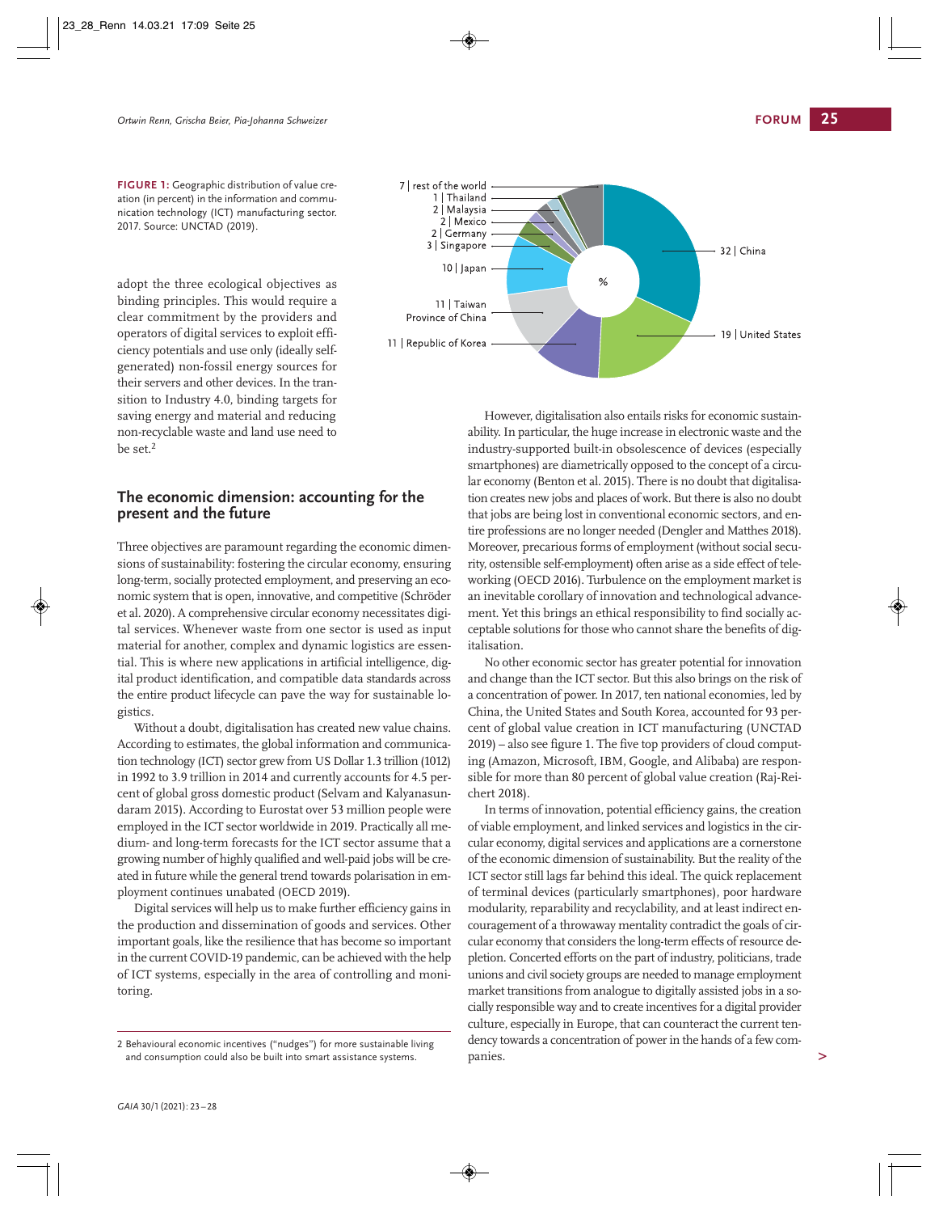**FIGURE 1:** Geographic distribution of value creation (in percent) in the information and communication technology (ICT) manufacturing sector. 2017. Source: UNCTAD (2019).

adopt the three ecological objectives as binding principles. This would require a clear commitment by the providers and operators of digital services to exploit efficiency potentials and use only (ideally self-generated) non-fossil energy sources for their servers and other devices. In the transition to Industry 4.0, binding targets for saving energy and material and reducing non-recyclable waste and land use need to be set.[2]

## The economic dimension: accounting for the present and the future

Three objectives are paramount regarding the economic dimensions of sustainability: fostering the circular economy, ensuring long-term, socially protected employment, and preserving an economic system that is open, innovative, and competitive (Schröder et al. 2020). A comprehensive circular economy necessitates digital services. Whenever waste from one sector is used as input material for another, complex and dynamic logistics are essential. This is where new applications in artificial intelligence, digital product identification, and compatible data standards across the entire product lifecycle can pave the way for sustainable logistics.

Without a doubt, digitalisation has created new value chains. According to estimates, the global information and communication technology (ICT) sector grew from US Dollar 1.3 trillion (1012) in 1992 to 3.9 trillion in 2014 and currently accounts for 4.5 percent of global gross domestic product (Selvam and Kalyanasundaram 2015). According to Eurostat over 53 million people were employed in the ICT sector worldwide in 2019. Practically all medium- and long-term forecasts for the ICT sector assume that a growing number of highly qualified and well-paid jobs will be created in future while the general trend towards polarisation in employment continues unabated (OECD 2019).

Digital services will help us to make further efficiency gains in the production and dissemination of goods and services. Other important goals, like the resilience that has become so important in the current COVID-19 pandemic, can be achieved with the help of ICT systems, especially in the area of controlling and monitoring.

However, digitalisation also entails risks for economic sustainability. In particular, the huge increase in electronic waste and the industry-supported built-in obsolescence of devices (especially smartphones) are diametrically opposed to the concept of a circular economy (Benton et al. 2015). There is no doubt that digitalisation creates new jobs and places of work. But there is also no doubt that jobs are being lost in conventional economic sectors, and entire professions are no longer needed (Dengler and Matthes 2018). Moreover, precarious forms of employment (without social security, ostensible self-employment) often arise as a side effect of teleworking (OECD 2016). Turbulence on the employment market is an inevitable corollary of innovation and technological advancement. Yet this brings an ethical responsibility to find socially acceptable solutions for those who cannot share the benefits of digitalisation.

No other economic sector has greater potential for innovation and change than the ICT sector. But this also brings on the risk of a concentration of power. In 2017, ten national economies, led by China, the United States and South Korea, accounted for 93 percent of global value creation in ICT manufacturing (UNCTAD 2019) – also see figure 1. The five top providers of cloud computing (Amazon, Microsoft, IBM, Google, and Alibaba) are responsible for more than 80 percent of global value creation (Raj-Reichert 2018).

In terms of innovation, potential efficiency gains, the creation of viable employment, and linked services and logistics in the circular economy, digital services and applications are a cornerstone of the economic dimension of sustainability. But the reality of the ICT sector still lags far behind this ideal. The quick replacement of terminal devices (particularly smartphones), poor hardware modularity, reparability and recyclability, and at least indirect encouragement of a throwaway mentality contradict the goals of circular economy that considers the long-term effects of resource depletion. Concerted efforts on the part of industry, politicians, trade unions and civil society groups are needed to manage employment market transitions from analogue to digitally assisted jobs in a socially responsible way and to create incentives for a digital provider culture, especially in Europe, that can counteract the current tendency towards a concentration of power in the hands of a few companies.

---

2 Behavioural economic incentives ("nudges") for more sustainable living and consumption could also be built into smart assistance systems.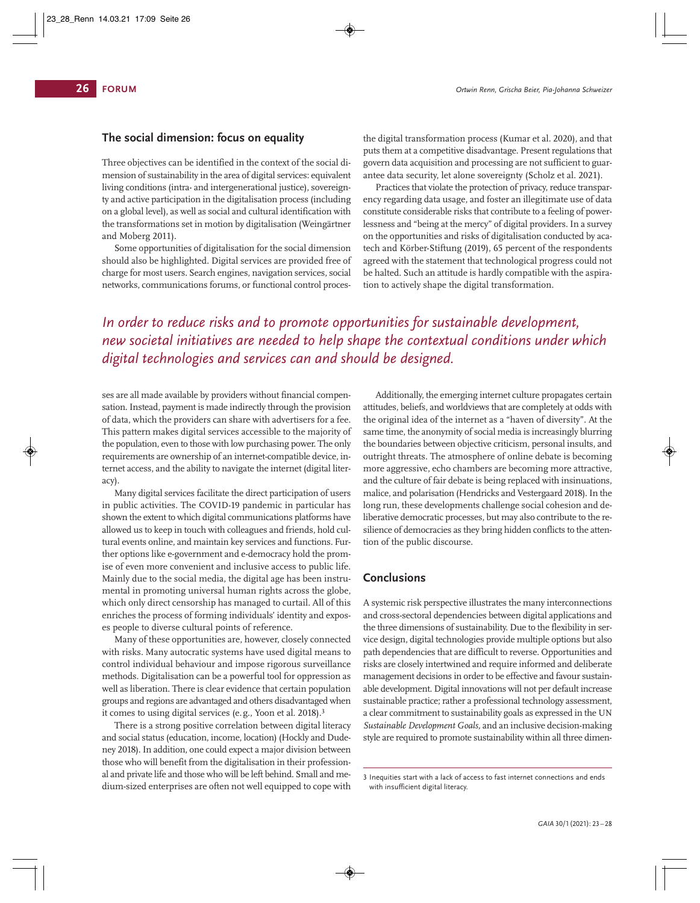## The social dimension: focus on equality

Three objectives can be identified in the context of the social dimension of sustainability in the area of digital services: equivalent living conditions (intra- and intergenerational justice), sovereignty and active participation in the digitalisation process (including on a global level), as well as social and cultural identification with the transformations set in motion by digitalisation (Weingärtner and Moberg 2011).

Some opportunities of digitalisation for the social dimension should also be highlighted. Digital services are provided free of charge for most users. Search engines, navigation services, social networks, communications forums, or functional control processes are all made available by providers without financial compensation. Instead, payment is made indirectly through the provision of data, which the providers can share with advertisers for a fee. This pattern makes digital services accessible to the majority of the population, even to those with low purchasing power. The only requirements are ownership of an internet-compatible device, internet access, and the ability to navigate the internet (digital literacy).

Many digital services facilitate the direct participation of users in public activities. The COVID-19 pandemic in particular has shown the extent to which digital communications platforms have allowed us to keep in touch with colleagues and friends, hold cultural events online, and maintain key services and functions. Further options like e-government and e-democracy hold the promise of even more convenient and inclusive access to public life. Mainly due to the social media, the digital age has been instrumental in promoting universal human rights across the globe, which only direct censorship has managed to curtail. All of this enriches the process of forming individuals' identity and exposes people to diverse cultural points of reference.

Many of these opportunities are, however, closely connected with risks. Many autocratic systems have used digital means to control individual behaviour and impose rigorous surveillance methods. Digitalisation can be a powerful tool for oppression as well as liberation. There is clear evidence that certain population groups and regions are advantaged and others disadvantaged when it comes to using digital services (e.g., Yoon et al. 2018).[3]

There is a strong positive correlation between digital literacy and social status (education, income, location) (Hockly and Dudeney 2018). In addition, one could expect a major division between those who will benefit from the digitalisation in their professional and private life and those who will be left behind. Small and medium-sized enterprises are often not well equipped to cope with the digital transformation process (Kumar et al. 2020), and that puts them at a competitive disadvantage. Present regulations that govern data acquisition and processing are not sufficient to guarantee data security, let alone sovereignty (Scholz et al. 2021).

Practices that violate the protection of privacy, reduce transparency regarding data usage, and foster an illegitimate use of data constitute considerable risks that contribute to a feeling of powerlessness and "being at the mercy" of digital providers. In a survey on the opportunities and risks of digitalisation conducted by acatech and Körber-Stiftung (2019), 65 percent of the respondents agreed with the statement that technological progress could not be halted. Such an attitude is hardly compatible with the aspiration to actively shape the digital transformation.

*In order to reduce risks and to promote opportunities for sustainable development, new societal initiatives are needed to help shape the contextual conditions under which digital technologies and services can and should be designed.*

Additionally, the emerging internet culture propagates certain attitudes, beliefs, and worldviews that are completely at odds with the original idea of the internet as a "haven of diversity". At the same time, the anonymity of social media is increasingly blurring the boundaries between objective criticism, personal insults, and outright threats. The atmosphere of online debate is becoming more aggressive, echo chambers are becoming more attractive, and the culture of fair debate is being replaced with insinuations, malice, and polarisation (Hendricks and Vestergaard 2018). In the long run, these developments challenge social cohesion and deliberative democratic processes, but may also contribute to the resilience of democracies as they bring hidden conflicts to the attention of the public discourse.

## Conclusions

A systemic risk perspective illustrates the many interconnections and cross-sectoral dependencies between digital applications and the three dimensions of sustainability. Due to the flexibility in service design, digital technologies provide multiple options but also path dependencies that are difficult to reverse. Opportunities and risks are closely intertwined and require informed and deliberate management decisions in order to be effective and favour sustainable development. Digital innovations will not per default increase sustainable practice; rather a professional technology assessment, a clear commitment to sustainability goals as expressed in the UN *Sustainable Development Goals*, and an inclusive decision-making style are required to promote sustainability within all three dimen-

[3] Inequities start with a lack of access to fast internet connections and ends with insufficient digital literacy.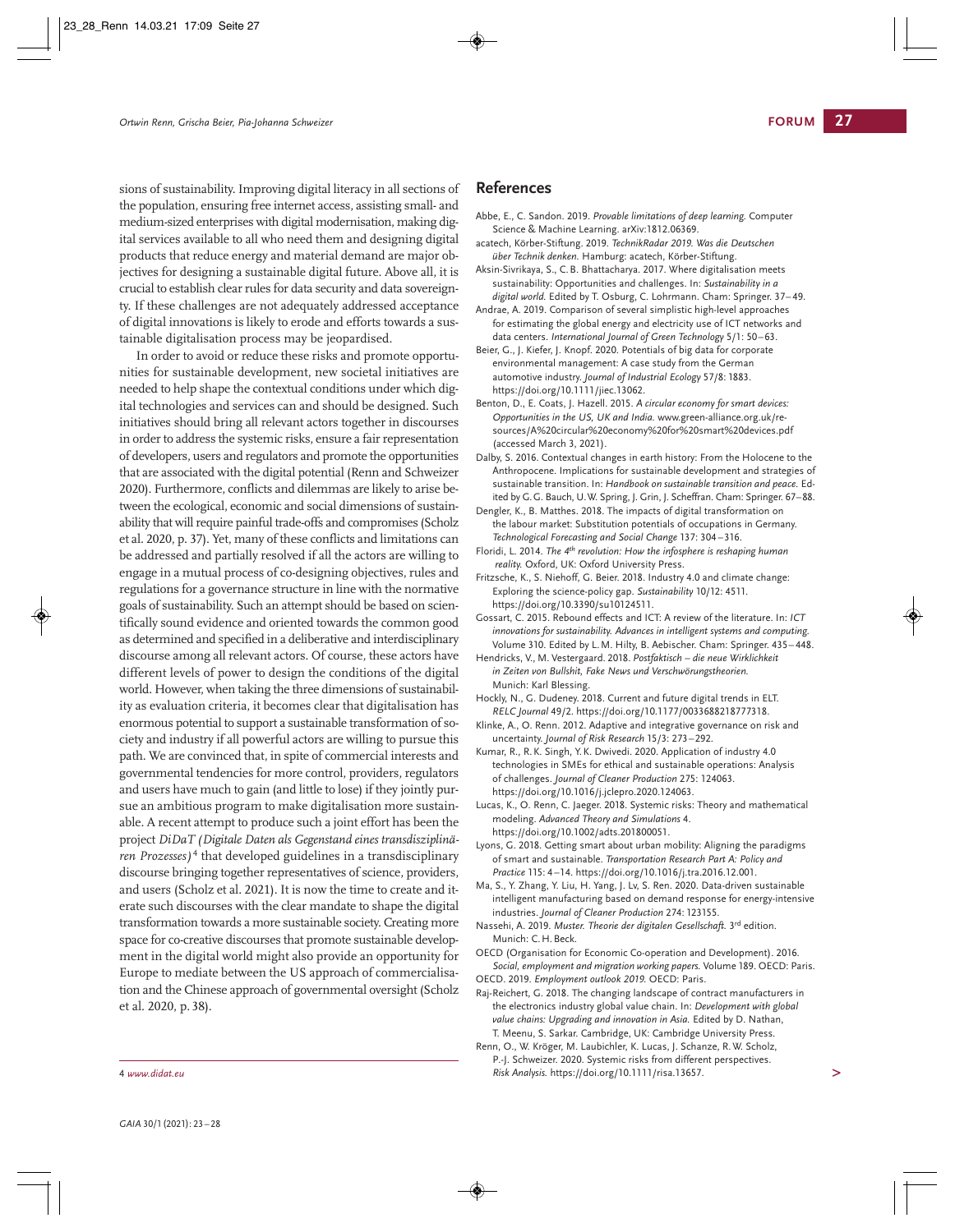sions of sustainability. Improving digital literacy in all sections of the population, ensuring free internet access, assisting small- and medium-sized enterprises with digital modernisation, making digital services available to all who need them and designing digital products that reduce energy and material demand are major objectives for designing a sustainable digital future. Above all, it is crucial to establish clear rules for data security and data sovereignty. If these challenges are not adequately addressed acceptance of digital innovations is likely to erode and efforts towards a sustainable digitalisation process may be jeopardised.

In order to avoid or reduce these risks and promote opportunities for sustainable development, new societal initiatives are needed to help shape the contextual conditions under which digital technologies and services can and should be designed. Such initiatives should bring all relevant actors together in discourses in order to address the systemic risks, ensure a fair representation of developers, users and regulators and promote the opportunities that are associated with the digital potential (Renn and Schweizer 2020). Furthermore, conflicts and dilemmas are likely to arise between the ecological, economic and social dimensions of sustainability that will require painful trade-offs and compromises (Scholz et al. 2020, p. 37). Yet, many of these conflicts and limitations can be addressed and partially resolved if all the actors are willing to engage in a mutual process of co-designing objectives, rules and regulations for a governance structure in line with the normative goals of sustainability. Such an attempt should be based on scientifically sound evidence and oriented towards the common good as determined and specified in a deliberative and interdisciplinary discourse among all relevant actors. Of course, these actors have different levels of power to design the conditions of the digital world. However, when taking the three dimensions of sustainability as evaluation criteria, it becomes clear that digitalisation has enormous potential to support a sustainable transformation of society and industry if all powerful actors are willing to pursue this path. We are convinced that, in spite of commercial interests and governmental tendencies for more control, providers, regulators and users have much to gain (and little to lose) if they jointly pursue an ambitious program to make digitalisation more sustainable. A recent attempt to produce such a joint effort has been the project *DiDaT (Digitale Daten als Gegenstand eines transdisziplinären Prozesses)*[4] that developed guidelines in a transdisciplinary discourse bringing together representatives of science, providers, and users (Scholz et al. 2021). It is now the time to create and iterate such discourses with the clear mandate to shape the digital transformation towards a more sustainable society. Creating more space for co-creative discourses that promote sustainable development in the digital world might also provide an opportunity for Europe to mediate between the US approach of commercialisation and the Chinese approach of governmental oversight (Scholz et al. 2020, p. 38).

[4] *www.didat.eu*

## References

Abbe, E., C. Sandon. 2019. *Provable limitations of deep learning.* Computer Science & Machine Learning. arXiv:1812.06369.

acatech, Körber-Stiftung. 2019. *TechnikRadar 2019. Was die Deutschen über Technik denken.* Hamburg: acatech, Körber-Stiftung.

Aksin-Sivrikaya, S., C. B. Bhattacharya. 2017. Where digitalisation meets sustainability: Opportunities and challenges. In: *Sustainability in a digital world.* Edited by T. Osburg, C. Lohrmann. Cham: Springer. 37–49.

Andrae, A. 2019. Comparison of several simplistic high-level approaches for estimating the global energy and electricity use of ICT networks and data centers. *International Journal of Green Technology* 5/1: 50–63.

Beier, G., J. Kiefer, J. Knopf. 2020. Potentials of big data for corporate environmental management: A case study from the German automotive industry. *Journal of Industrial Ecology* 57/8: 1883. https://doi.org/10.1111/jiec.13062.

Benton, D., E. Coats, J. Hazell. 2015. *A circular economy for smart devices: Opportunities in the US, UK and India.* www.green-alliance.org.uk/resources/A%20circular%20economy%20for%20smart%20devices.pdf (accessed March 3, 2021).

Dalby, S. 2016. Contextual changes in earth history: From the Holocene to the Anthropocene. Implications for sustainable development and strategies of sustainable transition. In: *Handbook on sustainable transition and peace.* Edited by G. G. Bauch, U. W. Spring, J. Grin, J. Scheffran. Cham: Springer. 67–88.

Dengler, K., B. Matthes. 2018. The impacts of digital transformation on the labour market: Substitution potentials of occupations in Germany. *Technological Forecasting and Social Change* 137: 304–316.

Floridi, L. 2014. *The 4th revolution: How the infosphere is reshaping human reality.* Oxford, UK: Oxford University Press.

Fritzsche, K., S. Niehoff, G. Beier. 2018. Industry 4.0 and climate change: Exploring the science-policy gap. *Sustainability* 10/12: 4511. https://doi.org/10.3390/su10124511.

Gossart, C. 2015. Rebound effects and ICT: A review of the literature. In: *ICT innovations for sustainability. Advances in intelligent systems and computing.* Volume 310. Edited by L. M. Hilty, B. Aebischer. Cham: Springer. 435–448.

Hendricks, V., M. Vestergaard. 2018. *Postfaktisch – die neue Wirklichkeit in Zeiten von Bullshit, Fake News und Verschwörungstheorien.* Munich: Karl Blessing.

Hockly, N., G. Dudeney. 2018. Current and future digital trends in ELT. *RELC Journal* 49/2. https://doi.org/10.1177/0033688218777318.

Klinke, A., O. Renn. 2012. Adaptive and integrative governance on risk and uncertainty. *Journal of Risk Research* 15/3: 273–292.

Kumar, R., R. K. Singh, Y. K. Dwivedi. 2020. Application of industry 4.0 technologies in SMEs for ethical and sustainable operations: Analysis of challenges. *Journal of Cleaner Production* 275: 124063. https://doi.org/10.1016/j.jclepro.2020.124063.

Lucas, K., O. Renn, C. Jaeger. 2018. Systemic risks: Theory and mathematical modeling. *Advanced Theory and Simulations* 4. https://doi.org/10.1002/adts.201800051.

Lyons, G. 2018. Getting smart about urban mobility: Aligning the paradigms of smart and sustainable. *Transportation Research Part A: Policy and Practice* 115: 4–14. https://doi.org/10.1016/j.tra.2016.12.001.

Ma, S., Y. Zhang, Y. Liu, H. Yang, J. Lv, S. Ren. 2020. Data-driven sustainable intelligent manufacturing based on demand response for energy-intensive industries. *Journal of Cleaner Production* 274: 123155.

Nassehi, A. 2019. *Muster. Theorie der digitalen Gesellschaft.* 3rd edition. Munich: C. H. Beck.

OECD (Organisation for Economic Co-operation and Development). 2016. *Social, employment and migration working papers.* Volume 189. OECD: Paris.

OECD. 2019. *Employment outlook 2019.* OECD: Paris.

Raj-Reichert, G. 2018. The changing landscape of contract manufacturers in the electronics industry global value chain. In: *Development with global value chains: Upgrading and innovation in Asia.* Edited by D. Nathan, T. Meenu, S. Sarkar. Cambridge, UK: Cambridge University Press.

Renn, O., W. Kröger, M. Laubichler, K. Lucas, J. Schanze, R. W. Scholz, P.-J. Schweizer. 2020. Systemic risks from different perspectives. *Risk Analysis.* https://doi.org/10.1111/risa.13657.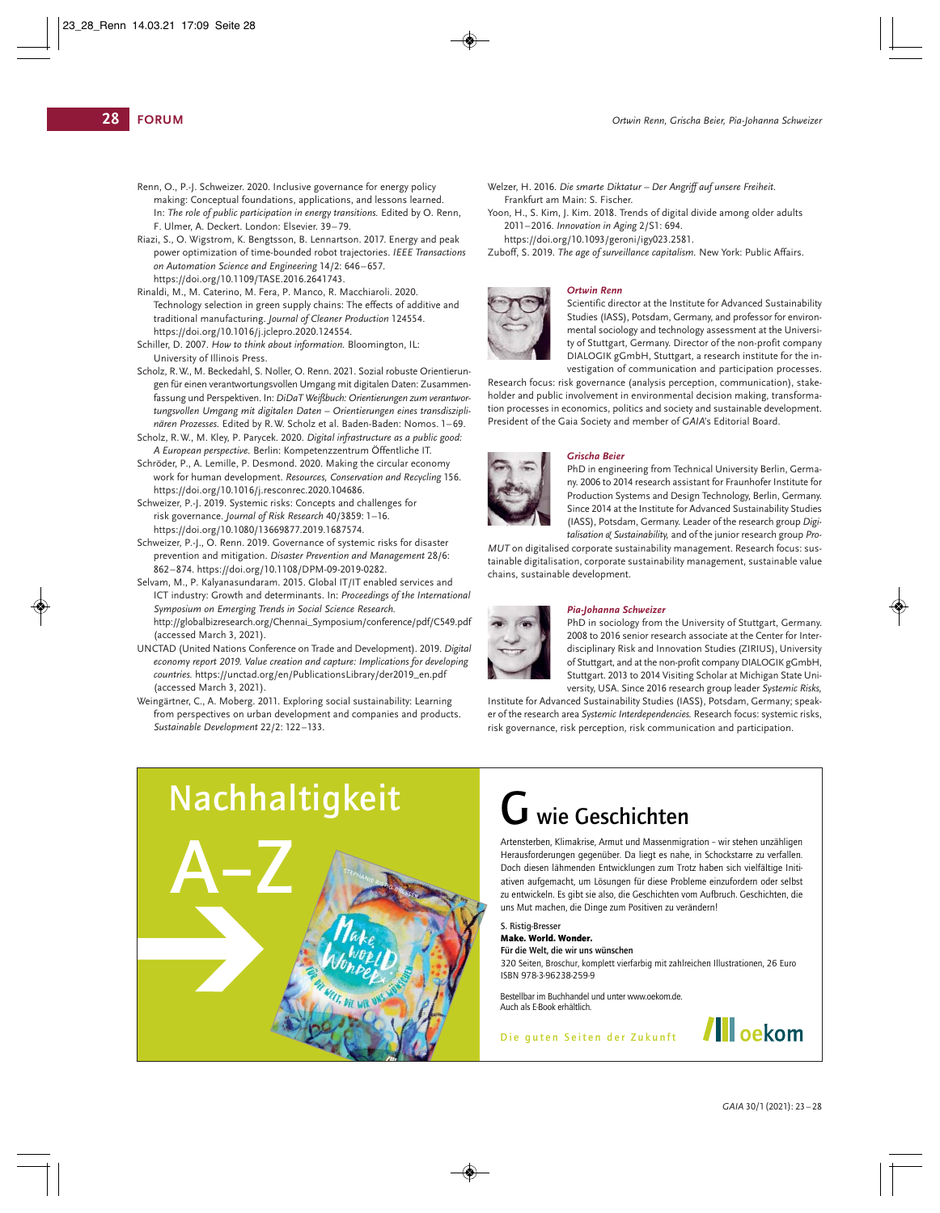Renn, O., P.-J. Schweizer. 2020. Inclusive governance for energy policy making: Conceptual foundations, applications, and lessons learned. In: *The role of public participation in energy transitions.* Edited by O. Renn, F. Ulmer, A. Deckert. London: Elsevier. 39–79.

Riazi, S., O. Wigstrom, K. Bengtsson, B. Lennartson. 2017. Energy and peak power optimization of time-bounded robot trajectories. *IEEE Transactions on Automation Science and Engineering* 14/2: 646–657. https://doi.org/10.1109/TASE.2016.2641743.

Rinaldi, M., M. Caterino, M. Fera, P. Manco, R. Macchiaroli. 2020. Technology selection in green supply chains: The effects of additive and traditional manufacturing. *Journal of Cleaner Production* 124554. https://doi.org/10.1016/j.jclepro.2020.124554.

Schiller, D. 2007. *How to think about information.* Bloomington, IL: University of Illinois Press.

Scholz, R. W., M. Beckedahl, S. Noller, O. Renn. 2021. Sozial robuste Orientierungen für einen verantwortungsvollen Umgang mit digitalen Daten: Zusammenfassung und Perspektiven. In: *DiDaT Weißbuch: Orientierungen zum verantwortungsvollen Umgang mit digitalen Daten – Orientierungen eines transdisziplinären Prozesses.* Edited by R. W. Scholz et al. Baden-Baden: Nomos. 1–69.

Scholz, R. W., M. Kley, P. Parycek. 2020. *Digital infrastructure as a public good: A European perspective.* Berlin: Kompetenzzentrum Öffentliche IT.

Schröder, P., A. Lemille, P. Desmond. 2020. Making the circular economy work for human development. *Resources, Conservation and Recycling* 156. https://doi.org/10.1016/j.resconrec.2020.104686.

Schweizer, P.-J. 2019. Systemic risks: Concepts and challenges for risk governance. *Journal of Risk Research* 40/3859: 1–16. https://doi.org/10.1080/13669877.2019.1687574.

Schweizer, P.-J., O. Renn. 2019. Governance of systemic risks for disaster prevention and mitigation. *Disaster Prevention and Management* 28/6: 862–874. https://doi.org/10.1108/DPM-09-2019-0282.

Selvam, M., P. Kalyanasundaram. 2015. Global IT/IT enabled services and ICT industry: Growth and determinants. In: *Proceedings of the International Symposium on Emerging Trends in Social Science Research.* http://globalbizresearch.org/Chennai_Symposium/conference/pdf/C549.pdf (accessed March 3, 2021).

UNCTAD (United Nations Conference on Trade and Development). 2019. *Digital economy report 2019. Value creation and capture: Implications for developing countries.* https://unctad.org/en/PublicationsLibrary/der2019_en.pdf (accessed March 3, 2021).

Weingärtner, C., A. Moberg. 2011. Exploring social sustainability: Learning from perspectives on urban development and companies and products. *Sustainable Development* 22/2: 122–133.

Welzer, H. 2016. *Die smarte Diktatur – Der Angriff auf unsere Freiheit.* Frankfurt am Main: S. Fischer.

Yoon, H., S. Kim, J. Kim. 2018. Trends of digital divide among older adults 2011–2016. *Innovation in Aging* 2/S1: 694. https://doi.org/10.1093/geroni/igy023.2581.

Zuboff, S. 2019. *The age of surveillance capitalism.* New York: Public Affairs.

***Ortwin Renn***

Scientific director at the Institute for Advanced Sustainability Studies (IASS), Potsdam, Germany, and professor for environmental sociology and technology assessment at the University of Stuttgart, Germany. Director of the non-profit company DIALOGIK gGmbH, Stuttgart, a research institute for the investigation of communication and participation processes. Research focus: risk governance (analysis perception, communication), stakeholder and public involvement in environmental decision making, transformation processes in economics, politics and society and sustainable development. President of the Gaia Society and member of *GAIA*'s Editorial Board.

***Grischa Beier***

PhD in engineering from Technical University Berlin, Germany. 2006 to 2014 research assistant for Fraunhofer Institute for Production Systems and Design Technology, Berlin, Germany. Since 2014 at the Institute for Advanced Sustainability Studies (IASS), Potsdam, Germany. Leader of the research group *Digitalisation & Sustainability,* and of the junior research group *ProMUT* on digitalised corporate sustainability management. Research focus: sustainable digitalisation, corporate sustainability management, sustainable value chains, sustainable development.

***Pia-Johanna Schweizer***

PhD in sociology from the University of Stuttgart, Germany. 2008 to 2016 senior research associate at the Center for Interdisciplinary Risk and Innovation Studies (ZIRIUS), University of Stuttgart, and at the non-profit company DIALOGIK gGmbH, Stuttgart. 2013 to 2014 Visiting Scholar at Michigan State University, USA. Since 2016 research group leader *Systemic Risks,* Institute for Advanced Sustainability Studies (IASS), Potsdam, Germany; speaker of the research area *Systemic Interdependencies.* Research focus: systemic risks, risk governance, risk perception, risk communication and participation.

Nachhaltigkeit A–Z

# G wie Geschichten

Artensterben, Klimakrise, Armut und Massenmigration – wir stehen unzähligen Herausforderungen gegenüber. Da liegt es nahe, in Schockstarre zu verfallen. Doch diesen lähmenden Entwicklungen zum Trotz haben sich vielfältige Initiativen aufgemacht, um Lösungen für diese Probleme einzufordern oder selbst zu entwickeln. Es gibt sie also, die Geschichten vom Aufbruch. Geschichten, die uns Mut machen, die Dinge zum Positiven zu verändern!

S. Ristig-Bresser
**Make. World. Wonder.**
**Für die Welt, die wir uns wünschen**
320 Seiten, Broschur, komplett vierfarbig mit zahlreichen Illustrationen, 26 Euro
ISBN 978-3-96238-259-9

Bestellbar im Buchhandel und unter www.oekom.de.
Auch als E-Book erhältlich.

Die guten Seiten der Zukunft

oekom